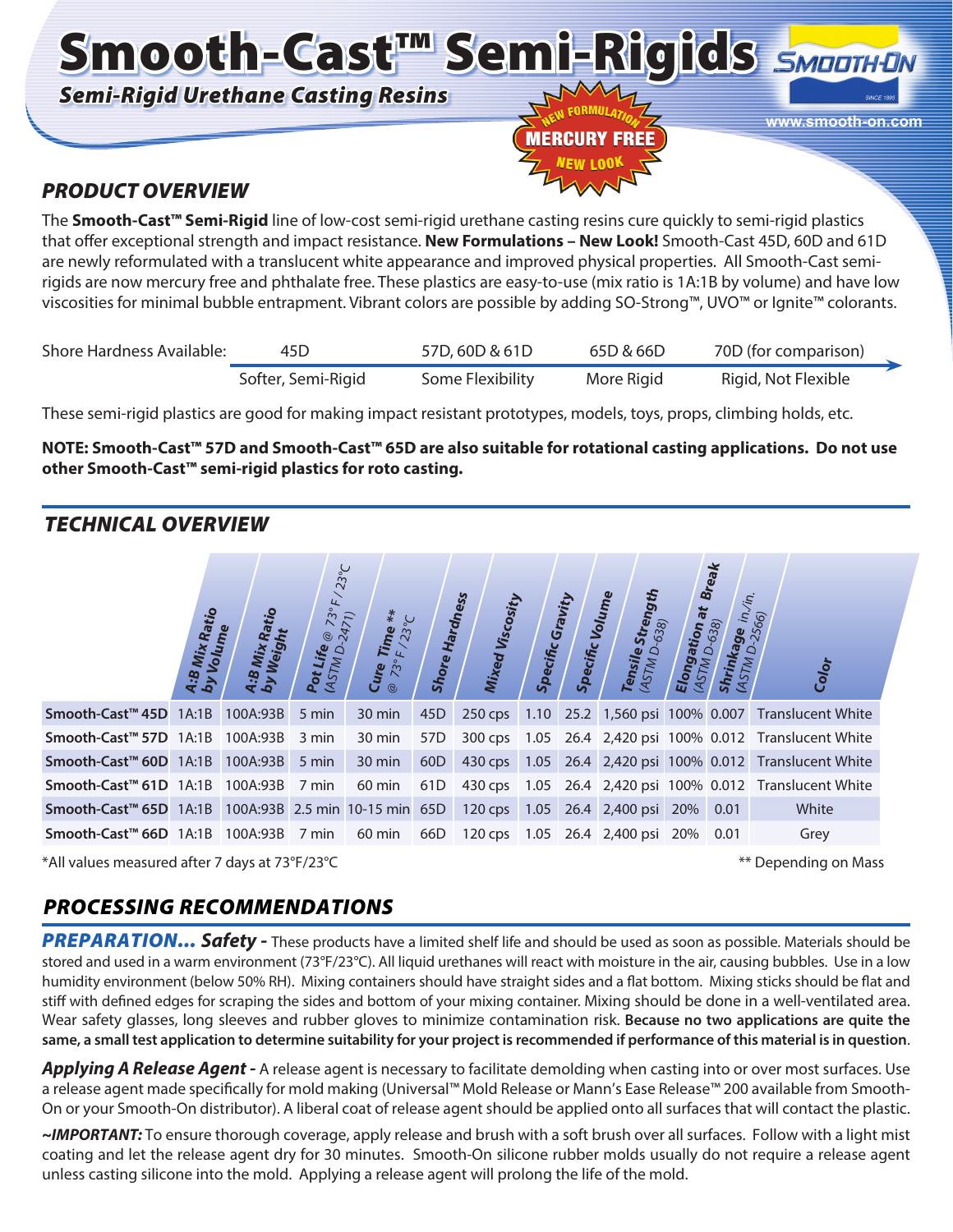# Smooth-Cast™ Semi-Rigids

*Semi-Rigid Urethane Casting Resins*

NEW FORMULATION
MERCURY FREE
NEW LOOK

www.smooth-on.com

## PRODUCT OVERVIEW

The **Smooth-Cast™ Semi-Rigid** line of low-cost semi-rigid urethane casting resins cure quickly to semi-rigid plastics that offer exceptional strength and impact resistance. **New Formulations – New Look!** Smooth-Cast 45D, 60D and 61D are newly reformulated with a translucent white appearance and improved physical properties. All Smooth-Cast semi-rigids are now mercury free and phthalate free. These plastics are easy-to-use (mix ratio is 1A:1B by volume) and have low viscosities for minimal bubble entrapment. Vibrant colors are possible by adding SO-Strong™, UVO™ or Ignite™ colorants.

| Shore Hardness Available: | 45D | 57D, 60D & 61D | 65D & 66D | 70D (for comparison) |
|---|---|---|---|---|
| | Softer, Semi-Rigid | Some Flexibility | More Rigid | Rigid, Not Flexible |

These semi-rigid plastics are good for making impact resistant prototypes, models, toys, props, climbing holds, etc.

**NOTE: Smooth-Cast™ 57D and Smooth-Cast™ 65D are also suitable for rotational casting applications. Do not use other Smooth-Cast™ semi-rigid plastics for roto casting.**

## TECHNICAL OVERVIEW

| | A:B Mix Ratio by Volume | A:B Mix Ratio by Weight | Pot Life @ 73°F / 23°C (ASTM D-2471) | Cure Time ** @ 73°F / 23°C | Shore Hardness | Mixed Viscosity | Specific Gravity | Specific Volume | Tensile Strength (ASTM D-638) | Elongation at Break (ASTM D-638) | Shrinkage in./in. (ASTM D-2566) | Color |
|---|---|---|---|---|---|---|---|---|---|---|---|---|
| Smooth-Cast™ 45D | 1A:1B | 100A:93B | 5 min | 30 min | 45D | 250 cps | 1.10 | 25.2 | 1,560 psi | 100% | 0.007 | Translucent White |
| Smooth-Cast™ 57D | 1A:1B | 100A:93B | 3 min | 30 min | 57D | 300 cps | 1.05 | 26.4 | 2,420 psi | 100% | 0.012 | Translucent White |
| Smooth-Cast™ 60D | 1A:1B | 100A:93B | 5 min | 30 min | 60D | 430 cps | 1.05 | 26.4 | 2,420 psi | 100% | 0.012 | Translucent White |
| Smooth-Cast™ 61D | 1A:1B | 100A:93B | 7 min | 60 min | 61D | 430 cps | 1.05 | 26.4 | 2,420 psi | 100% | 0.012 | Translucent White |
| Smooth-Cast™ 65D | 1A:1B | 100A:93B | 2.5 min | 10-15 min | 65D | 120 cps | 1.05 | 26.4 | 2,400 psi | 20% | 0.01 | White |
| Smooth-Cast™ 66D | 1A:1B | 100A:93B | 7 min | 60 min | 66D | 120 cps | 1.05 | 26.4 | 2,400 psi | 20% | 0.01 | Grey |

*All values measured after 7 days at 73°F/23°C

** Depending on Mass

## PROCESSING RECOMMENDATIONS

***PREPARATION... Safety -*** These products have a limited shelf life and should be used as soon as possible. Materials should be stored and used in a warm environment (73°F/23°C). All liquid urethanes will react with moisture in the air, causing bubbles. Use in a low humidity environment (below 50% RH). Mixing containers should have straight sides and a flat bottom. Mixing sticks should be flat and stiff with defined edges for scraping the sides and bottom of your mixing container. Mixing should be done in a well-ventilated area. Wear safety glasses, long sleeves and rubber gloves to minimize contamination risk. **Because no two applications are quite the same, a small test application to determine suitability for your project is recommended if performance of this material is in question**.

***Applying A Release Agent -*** A release agent is necessary to facilitate demolding when casting into or over most surfaces. Use a release agent made specifically for mold making (Universal™ Mold Release or Mann's Ease Release™ 200 available from Smooth-On or your Smooth-On distributor). A liberal coat of release agent should be applied onto all surfaces that will contact the plastic.

***~IMPORTANT:*** To ensure thorough coverage, apply release and brush with a soft brush over all surfaces. Follow with a light mist coating and let the release agent dry for 30 minutes. Smooth-On silicone rubber molds usually do not require a release agent unless casting silicone into the mold. Applying a release agent will prolong the life of the mold.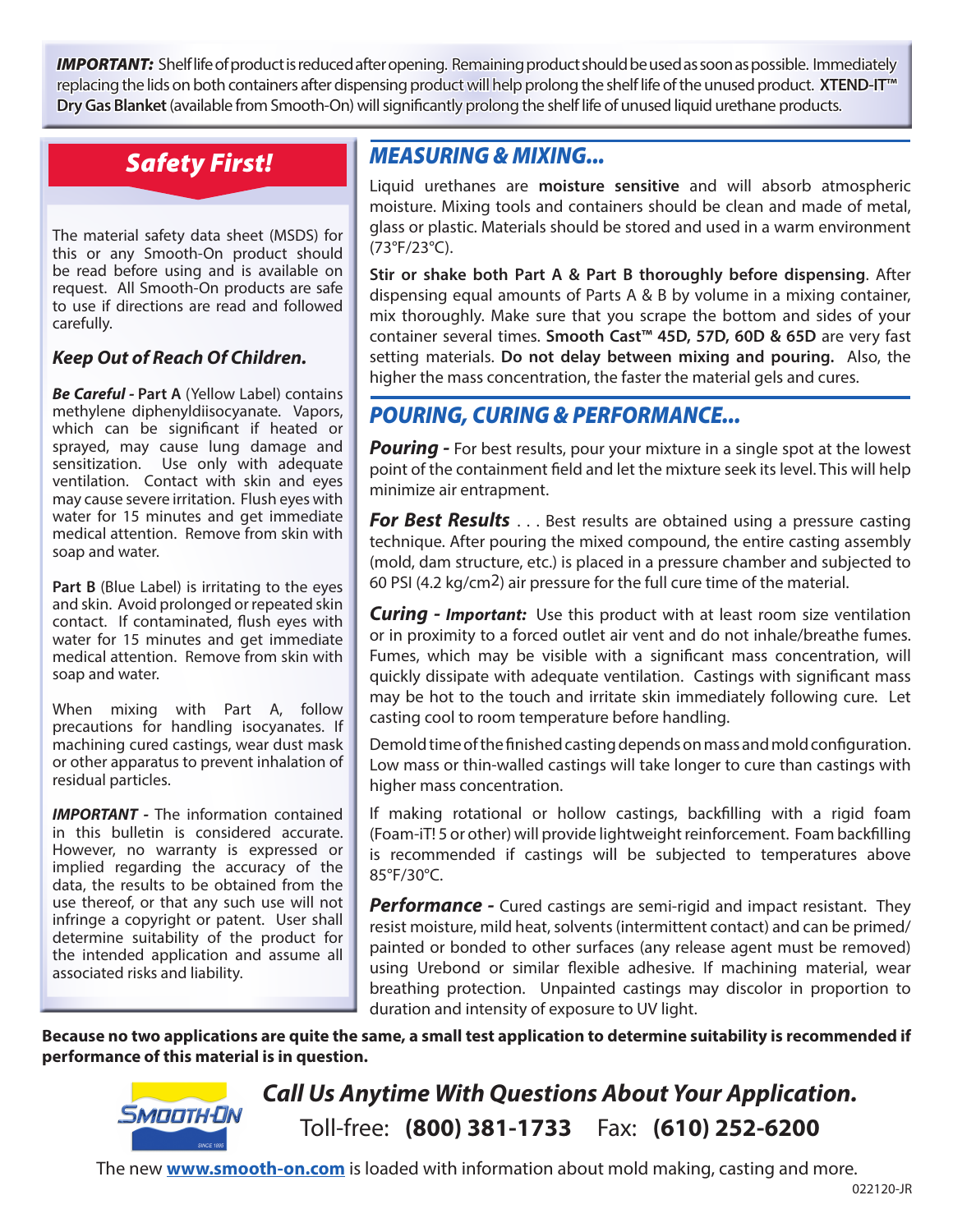***IMPORTANT:*** Shelf life of product is reduced after opening. Remaining product should be used as soon as possible. Immediately replacing the lids on both containers after dispensing product will help prolong the shelf life of the unused product. **XTEND-IT™ Dry Gas Blanket** (available from Smooth-On) will significantly prolong the shelf life of unused liquid urethane products.

## Safety First!

The material safety data sheet (MSDS) for this or any Smooth-On product should be read before using and is available on request. All Smooth-On products are safe to use if directions are read and followed carefully.

### *Keep Out of Reach Of Children.*

***Be Careful*** **- Part A** (Yellow Label) contains methylene diphenyldiisocyanate. Vapors, which can be significant if heated or sprayed, may cause lung damage and sensitization. Use only with adequate ventilation. Contact with skin and eyes may cause severe irritation. Flush eyes with water for 15 minutes and get immediate medical attention. Remove from skin with soap and water.

**Part B** (Blue Label) is irritating to the eyes and skin. Avoid prolonged or repeated skin contact. If contaminated, flush eyes with water for 15 minutes and get immediate medical attention. Remove from skin with soap and water.

When mixing with Part A, follow precautions for handling isocyanates. If machining cured castings, wear dust mask or other apparatus to prevent inhalation of residual particles.

***IMPORTANT*** **-** The information contained in this bulletin is considered accurate. However, no warranty is expressed or implied regarding the accuracy of the data, the results to be obtained from the use thereof, or that any such use will not infringe a copyright or patent. User shall determine suitability of the product for the intended application and assume all associated risks and liability.

## *MEASURING & MIXING...*

Liquid urethanes are **moisture sensitive** and will absorb atmospheric moisture. Mixing tools and containers should be clean and made of metal, glass or plastic. Materials should be stored and used in a warm environment (73°F/23°C).

**Stir or shake both Part A & Part B thoroughly before dispensing**. After dispensing equal amounts of Parts A & B by volume in a mixing container, mix thoroughly. Make sure that you scrape the bottom and sides of your container several times. **Smooth Cast™ 45D, 57D, 60D & 65D** are very fast setting materials. **Do not delay between mixing and pouring.** Also, the higher the mass concentration, the faster the material gels and cures.

## *POURING, CURING & PERFORMANCE...*

***Pouring -*** For best results, pour your mixture in a single spot at the lowest point of the containment field and let the mixture seek its level. This will help minimize air entrapment.

***For Best Results*** . . . Best results are obtained using a pressure casting technique. After pouring the mixed compound, the entire casting assembly (mold, dam structure, etc.) is placed in a pressure chamber and subjected to 60 PSI (4.2 kg/cm$^2$) air pressure for the full cure time of the material.

***Curing - Important:*** Use this product with at least room size ventilation or in proximity to a forced outlet air vent and do not inhale/breathe fumes. Fumes, which may be visible with a significant mass concentration, will quickly dissipate with adequate ventilation. Castings with significant mass may be hot to the touch and irritate skin immediately following cure. Let casting cool to room temperature before handling.

Demold time of the finished casting depends on mass and mold configuration. Low mass or thin-walled castings will take longer to cure than castings with higher mass concentration.

If making rotational or hollow castings, backfilling with a rigid foam (Foam-iT! 5 or other) will provide lightweight reinforcement. Foam backfilling is recommended if castings will be subjected to temperatures above 85°F/30°C.

***Performance -*** Cured castings are semi-rigid and impact resistant. They resist moisture, mild heat, solvents (intermittent contact) and can be primed/painted or bonded to other surfaces (any release agent must be removed) using Urebond or similar flexible adhesive. If machining material, wear breathing protection. Unpainted castings may discolor in proportion to duration and intensity of exposure to UV light.

**Because no two applications are quite the same, a small test application to determine suitability is recommended if performance of this material is in question.**

SMOOTH-ON SINCE 1895

***Call Us Anytime With Questions About Your Application.***

Toll-free: **(800) 381-1733** Fax: **(610) 252-6200**

The new **www.smooth-on.com** is loaded with information about mold making, casting and more.

022120-JR